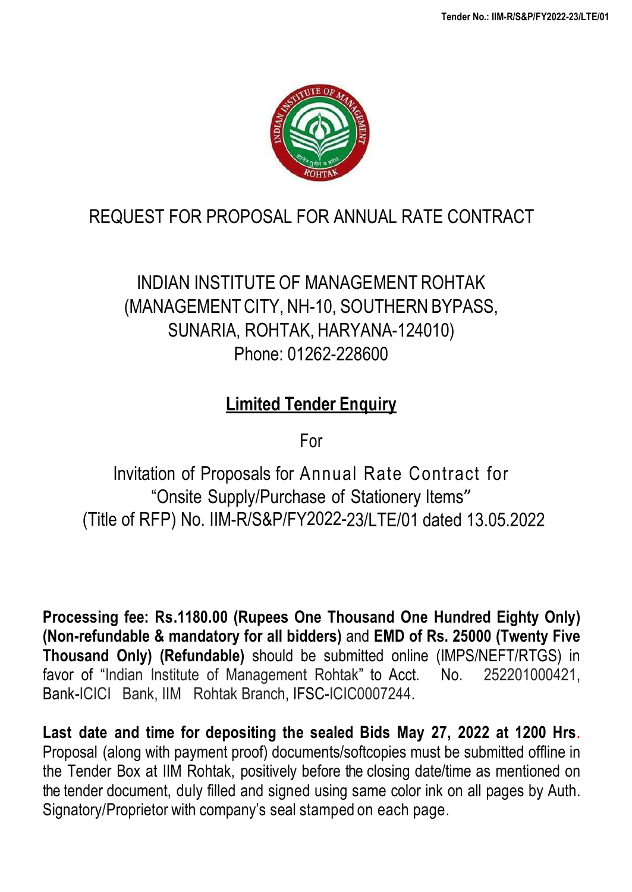# REQUEST FOR PROPOSAL FOR ANNUAL RATE CONTRACT

## INDIAN INSTITUTE OF MANAGEMENT ROHTAK

(MANAGEMENT CITY, NH-10, SOUTHERN BYPASS,
SUNARIA, ROHTAK, HARYANA-124010)
Phone: 01262-228600

## Limited Tender Enquiry

For

Invitation of Proposals for Annual Rate Contract for
"Onsite Supply/Purchase of Stationery Items"
(Title of RFP) No. IIM-R/S&P/FY2022-23/LTE/01 dated 13.05.2022

**Processing fee: Rs.1180.00 (Rupees One Thousand One Hundred Eighty Only) (Non-refundable & mandatory for all bidders)** and **EMD of Rs. 25000 (Twenty Five Thousand Only) (Refundable)** should be submitted online (IMPS/NEFT/RTGS) in favor of "Indian Institute of Management Rohtak" to Acct. No. 252201000421, Bank-ICICI Bank, IIM Rohtak Branch, IFSC-ICIC0007244.

**Last date and time for depositing the sealed Bids May 27, 2022 at 1200 Hrs**. Proposal (along with payment proof) documents/softcopies must be submitted offline in the Tender Box at IIM Rohtak, positively before the closing date/time as mentioned on the tender document, duly filled and signed using same color ink on all pages by Auth. Signatory/Proprietor with company's seal stamped on each page.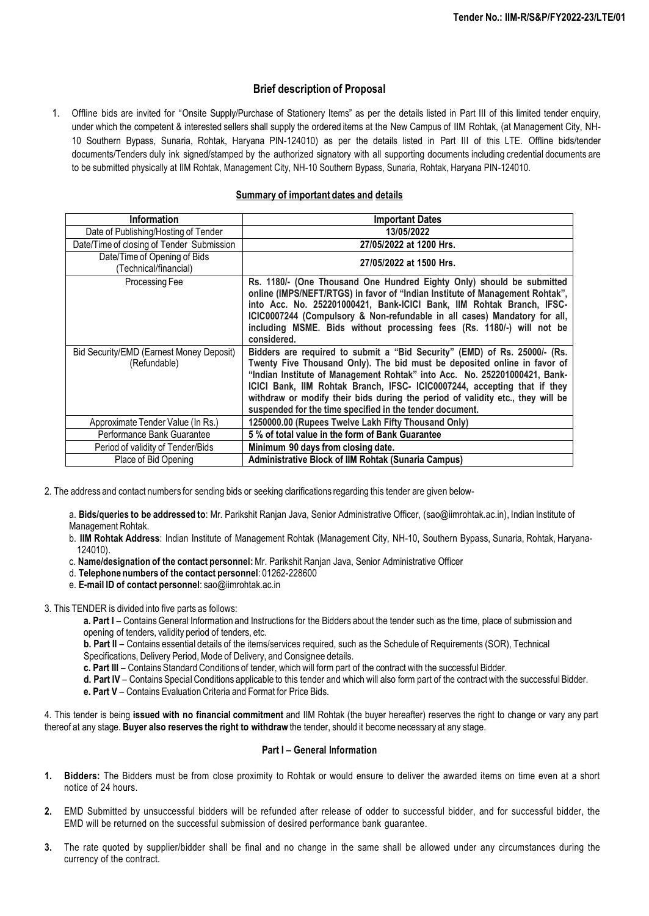## Brief description of Proposal

1. Offline bids are invited for "Onsite Supply/Purchase of Stationery Items" as per the details listed in Part III of this limited tender enquiry, under which the competent & interested sellers shall supply the ordered items at the New Campus of IIM Rohtak, (at Management City, NH-10 Southern Bypass, Sunaria, Rohtak, Haryana PIN-124010) as per the details listed in Part III of this LTE. Offline bids/tender documents/Tenders duly ink signed/stamped by the authorized signatory with all supporting documents including credential documents are to be submitted physically at IIM Rohtak, Management City, NH-10 Southern Bypass, Sunaria, Rohtak, Haryana PIN-124010.

### Summary of important dates and details

| Information | Important Dates |
|---|---|
| Date of Publishing/Hosting of Tender | **13/05/2022** |
| Date/Time of closing of Tender Submission | **27/05/2022 at 1200 Hrs.** |
| Date/Time of Opening of Bids (Technical/financial) | **27/05/2022 at 1500 Hrs.** |
| Processing Fee | **Rs. 1180/- (One Thousand One Hundred Eighty Only) should be submitted online (IMPS/NEFT/RTGS) in favor of "Indian Institute of Management Rohtak", into Acc. No. 252201000421, Bank-ICICI Bank, IIM Rohtak Branch, IFSC-ICIC0007244 (Compulsory & Non-refundable in all cases) Mandatory for all, including MSME. Bids without processing fees (Rs. 1180/-) will not be considered.** |
| Bid Security/EMD (Earnest Money Deposit) (Refundable) | **Bidders are required to submit a "Bid Security" (EMD) of Rs. 25000/- (Rs. Twenty Five Thousand Only). The bid must be deposited online in favor of "Indian Institute of Management Rohtak" into Acc. No. 252201000421, Bank-ICICI Bank, IIM Rohtak Branch, IFSC- ICIC0007244, accepting that if they withdraw or modify their bids during the period of validity etc., they will be suspended for the time specified in the tender document.** |
| Approximate Tender Value (In Rs.) | **1250000.00 (Rupees Twelve Lakh Fifty Thousand Only)** |
| Performance Bank Guarantee | **5 % of total value in the form of Bank Guarantee** |
| Period of validity of Tender/Bids | **Minimum 90 days from closing date.** |
| Place of Bid Opening | **Administrative Block of IIM Rohtak (Sunaria Campus)** |

2. The address and contact numbers for sending bids or seeking clarifications regarding this tender are given below-

   a. **Bids/queries to be addressed to**: Mr. Parikshit Ranjan Java, Senior Administrative Officer, (sao@iimrohtak.ac.in), Indian Institute of Management Rohtak.

   b. **IIM Rohtak Address**: Indian Institute of Management Rohtak (Management City, NH-10, Southern Bypass, Sunaria, Rohtak, Haryana-124010).

   c. **Name/designation of the contact personnel:** Mr. Parikshit Ranjan Java, Senior Administrative Officer

   d. **Telephone numbers of the contact personnel**: 01262-228600

   e. **E-mail ID of contact personnel**: sao@iimrohtak.ac.in

3. This TENDER is divided into five parts as follows:

   **a. Part I** – Contains General Information and Instructions for the Bidders about the tender such as the time, place of submission and opening of tenders, validity period of tenders, etc.

   **b. Part II** – Contains essential details of the items/services required, such as the Schedule of Requirements (SOR), Technical Specifications, Delivery Period, Mode of Delivery, and Consignee details.

   **c. Part III** – Contains Standard Conditions of tender, which will form part of the contract with the successful Bidder.

   **d. Part IV** – Contains Special Conditions applicable to this tender and which will also form part of the contract with the successful Bidder.

   **e. Part V** – Contains Evaluation Criteria and Format for Price Bids.

4. This tender is being **issued with no financial commitment** and IIM Rohtak (the buyer hereafter) reserves the right to change or vary any part thereof at any stage. **Buyer also reserves the right to withdraw** the tender, should it become necessary at any stage.

### Part I – General Information

1. **Bidders:** The Bidders must be from close proximity to Rohtak or would ensure to deliver the awarded items on time even at a short notice of 24 hours.

2. EMD Submitted by unsuccessful bidders will be refunded after release of odder to successful bidder, and for successful bidder, the EMD will be returned on the successful submission of desired performance bank guarantee.

3. The rate quoted by supplier/bidder shall be final and no change in the same shall be allowed under any circumstances during the currency of the contract.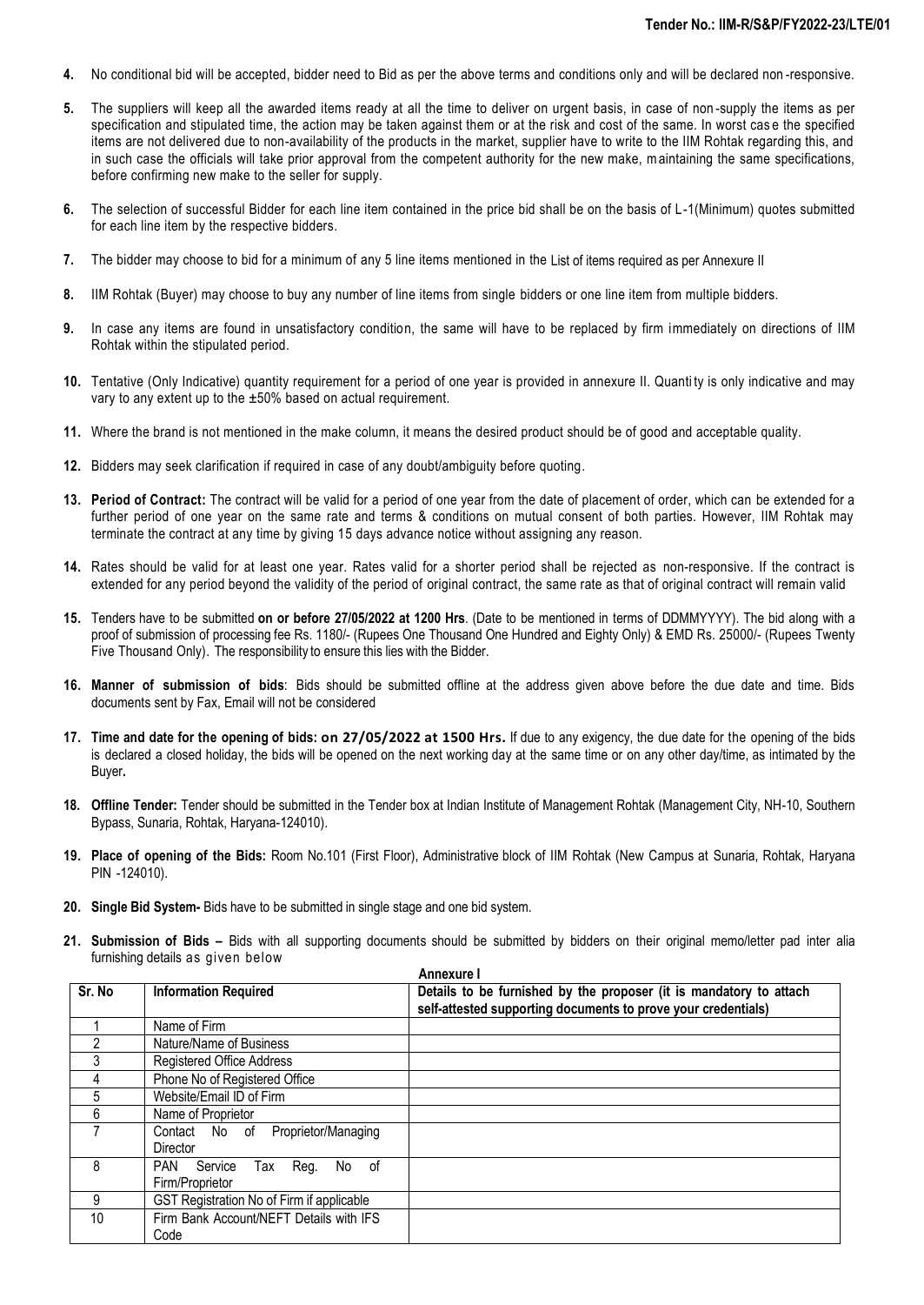4. No conditional bid will be accepted, bidder need to Bid as per the above terms and conditions only and will be declared non-responsive.

5. The suppliers will keep all the awarded items ready at all the time to deliver on urgent basis, in case of non-supply the items as per specification and stipulated time, the action may be taken against them or at the risk and cost of the same. In worst case the specified items are not delivered due to non-availability of the products in the market, supplier have to write to the IIM Rohtak regarding this, and in such case the officials will take prior approval from the competent authority for the new make, maintaining the same specifications, before confirming new make to the seller for supply.

6. The selection of successful Bidder for each line item contained in the price bid shall be on the basis of L-1(Minimum) quotes submitted for each line item by the respective bidders.

7. The bidder may choose to bid for a minimum of any 5 line items mentioned in the List of items required as per Annexure II

8. IIM Rohtak (Buyer) may choose to buy any number of line items from single bidders or one line item from multiple bidders.

9. In case any items are found in unsatisfactory condition, the same will have to be replaced by firm immediately on directions of IIM Rohtak within the stipulated period.

10. Tentative (Only Indicative) quantity requirement for a period of one year is provided in annexure II. Quantity is only indicative and may vary to any extent up to the ±50% based on actual requirement.

11. Where the brand is not mentioned in the make column, it means the desired product should be of good and acceptable quality.

12. Bidders may seek clarification if required in case of any doubt/ambiguity before quoting.

13. **Period of Contract:** The contract will be valid for a period of one year from the date of placement of order, which can be extended for a further period of one year on the same rate and terms & conditions on mutual consent of both parties. However, IIM Rohtak may terminate the contract at any time by giving 15 days advance notice without assigning any reason.

14. Rates should be valid for at least one year. Rates valid for a shorter period shall be rejected as non-responsive. If the contract is extended for any period beyond the validity of the period of original contract, the same rate as that of original contract will remain valid

15. Tenders have to be submitted **on or before 27/05/2022 at 1200 Hrs**. (Date to be mentioned in terms of DDMMYYYY). The bid along with a proof of submission of processing fee Rs. 1180/- (Rupees One Thousand One Hundred and Eighty Only) & EMD Rs. 25000/- (Rupees Twenty Five Thousand Only). The responsibility to ensure this lies with the Bidder.

16. **Manner of submission of bids**: Bids should be submitted offline at the address given above before the due date and time. Bids documents sent by Fax, Email will not be considered

17. **Time and date for the opening of bids: on 27/05/2022 at 1500 Hrs.** If due to any exigency, the due date for the opening of the bids is declared a closed holiday, the bids will be opened on the next working day at the same time or on any other day/time, as intimated by the Buyer**.**

18. **Offline Tender:** Tender should be submitted in the Tender box at Indian Institute of Management Rohtak (Management City, NH-10, Southern Bypass, Sunaria, Rohtak, Haryana-124010).

19. **Place of opening of the Bids:** Room No.101 (First Floor), Administrative block of IIM Rohtak (New Campus at Sunaria, Rohtak, Haryana PIN -124010).

20. **Single Bid System-** Bids have to be submitted in single stage and one bid system.

21. **Submission of Bids –** Bids with all supporting documents should be submitted by bidders on their original memo/letter pad inter alia furnishing details as given below

**Annexure I**

| Sr. No | Information Required | Details to be furnished by the proposer (it is mandatory to attach self-attested supporting documents to prove your credentials) |
|---|---|---|
| 1 | Name of Firm | |
| 2 | Nature/Name of Business | |
| 3 | Registered Office Address | |
| 4 | Phone No of Registered Office | |
| 5 | Website/Email ID of Firm | |
| 6 | Name of Proprietor | |
| 7 | Contact No of Proprietor/Managing Director | |
| 8 | PAN Service Tax Reg. No of Firm/Proprietor | |
| 9 | GST Registration No of Firm if applicable | |
| 10 | Firm Bank Account/NEFT Details with IFS Code | |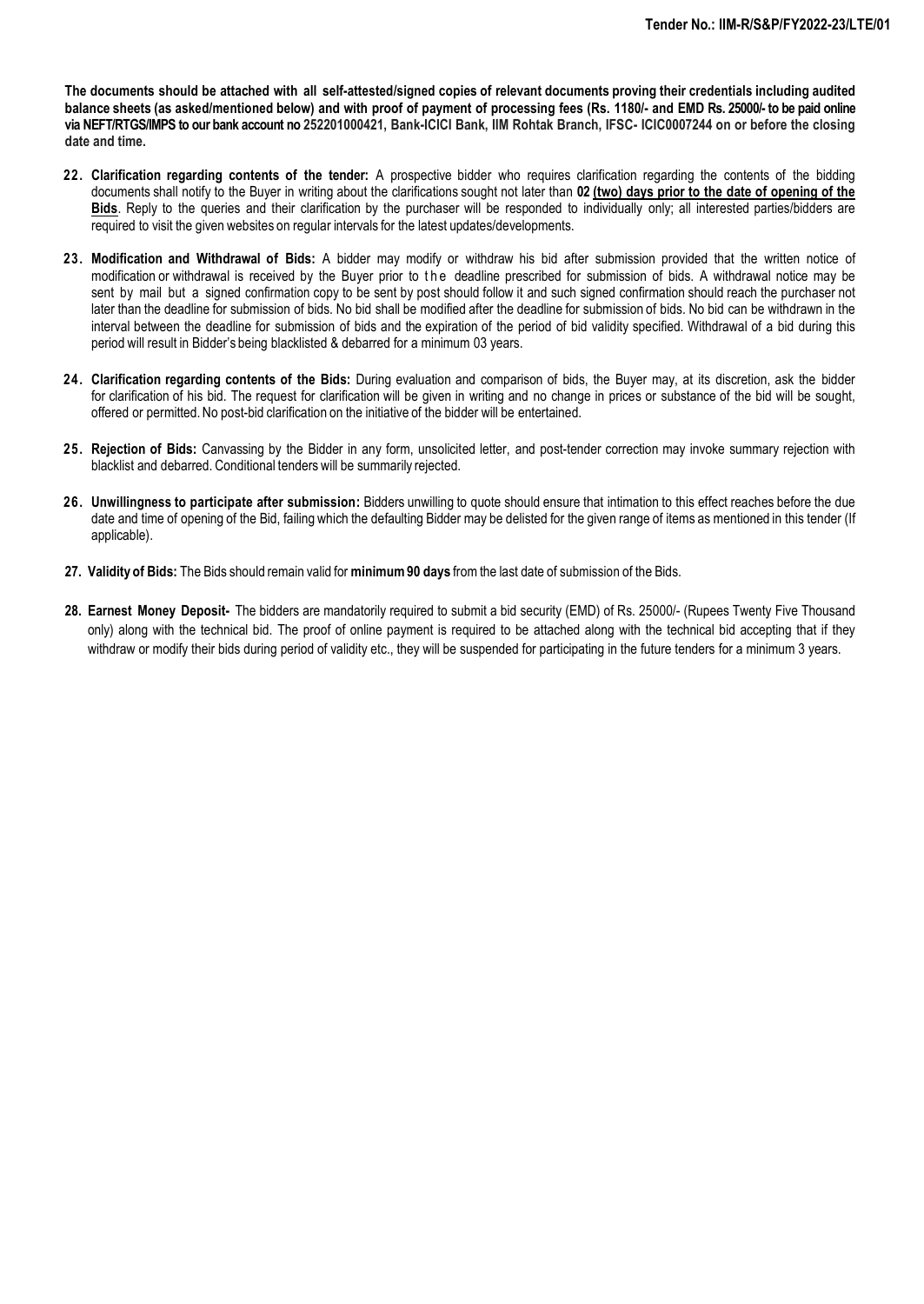**The documents should be attached with all self-attested/signed copies of relevant documents proving their credentials including audited balance sheets (as asked/mentioned below) and with proof of payment of processing fees (Rs. 1180/- and EMD Rs. 25000/- to be paid online via NEFT/RTGS/IMPS to our bank account no 252201000421, Bank-ICICI Bank, IIM Rohtak Branch, IFSC- ICIC0007244 on or before the closing date and time.**

22. **Clarification regarding contents of the tender:** A prospective bidder who requires clarification regarding the contents of the bidding documents shall notify to the Buyer in writing about the clarifications sought not later than **02 <u>(two) days prior to the date of opening of the Bids</u>**. Reply to the queries and their clarification by the purchaser will be responded to individually only; all interested parties/bidders are required to visit the given websites on regular intervals for the latest updates/developments.

23. **Modification and Withdrawal of Bids:** A bidder may modify or withdraw his bid after submission provided that the written notice of modification or withdrawal is received by the Buyer prior to the deadline prescribed for submission of bids. A withdrawal notice may be sent by mail but a signed confirmation copy to be sent by post should follow it and such signed confirmation should reach the purchaser not later than the deadline for submission of bids. No bid shall be modified after the deadline for submission of bids. No bid can be withdrawn in the interval between the deadline for submission of bids and the expiration of the period of bid validity specified. Withdrawal of a bid during this period will result in Bidder's being blacklisted & debarred for a minimum 03 years.

24. **Clarification regarding contents of the Bids:** During evaluation and comparison of bids, the Buyer may, at its discretion, ask the bidder for clarification of his bid. The request for clarification will be given in writing and no change in prices or substance of the bid will be sought, offered or permitted. No post-bid clarification on the initiative of the bidder will be entertained.

25. **Rejection of Bids:** Canvassing by the Bidder in any form, unsolicited letter, and post-tender correction may invoke summary rejection with blacklist and debarred. Conditional tenders will be summarily rejected.

26. **Unwillingness to participate after submission:** Bidders unwilling to quote should ensure that intimation to this effect reaches before the due date and time of opening of the Bid, failing which the defaulting Bidder may be delisted for the given range of items as mentioned in this tender (If applicable).

27. **Validity of Bids:** The Bids should remain valid for **minimum 90 days** from the last date of submission of the Bids.

28. **Earnest Money Deposit-** The bidders are mandatorily required to submit a bid security (EMD) of Rs. 25000/- (Rupees Twenty Five Thousand only) along with the technical bid. The proof of online payment is required to be attached along with the technical bid accepting that if they withdraw or modify their bids during period of validity etc., they will be suspended for participating in the future tenders for a minimum 3 years.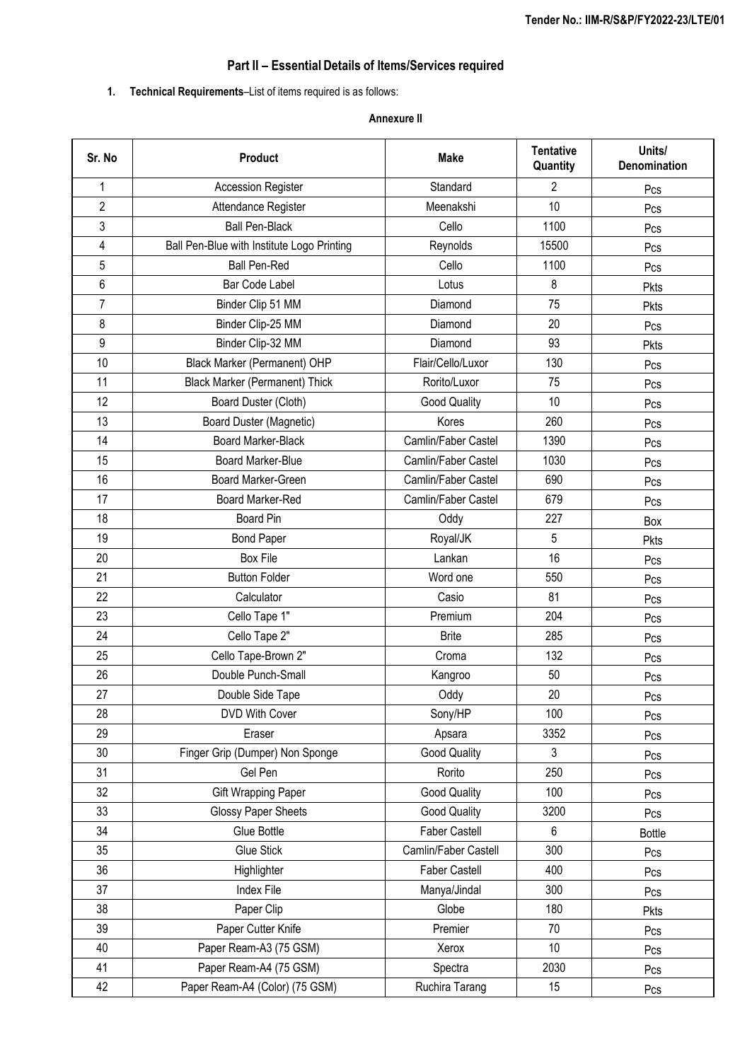## Part II – Essential Details of Items/Services required

1. **Technical Requirements**–List of items required is as follows:

**Annexure II**

| Sr. No | Product | Make | Tentative Quantity | Units/ Denomination |
|---|---|---|---|---|
| 1 | Accession Register | Standard | 2 | Pcs |
| 2 | Attendance Register | Meenakshi | 10 | Pcs |
| 3 | Ball Pen-Black | Cello | 1100 | Pcs |
| 4 | Ball Pen-Blue with Institute Logo Printing | Reynolds | 15500 | Pcs |
| 5 | Ball Pen-Red | Cello | 1100 | Pcs |
| 6 | Bar Code Label | Lotus | 8 | Pkts |
| 7 | Binder Clip 51 MM | Diamond | 75 | Pkts |
| 8 | Binder Clip-25 MM | Diamond | 20 | Pcs |
| 9 | Binder Clip-32 MM | Diamond | 93 | Pkts |
| 10 | Black Marker (Permanent) OHP | Flair/Cello/Luxor | 130 | Pcs |
| 11 | Black Marker (Permanent) Thick | Rorito/Luxor | 75 | Pcs |
| 12 | Board Duster (Cloth) | Good Quality | 10 | Pcs |
| 13 | Board Duster (Magnetic) | Kores | 260 | Pcs |
| 14 | Board Marker-Black | Camlin/Faber Castel | 1390 | Pcs |
| 15 | Board Marker-Blue | Camlin/Faber Castel | 1030 | Pcs |
| 16 | Board Marker-Green | Camlin/Faber Castel | 690 | Pcs |
| 17 | Board Marker-Red | Camlin/Faber Castel | 679 | Pcs |
| 18 | Board Pin | Oddy | 227 | Box |
| 19 | Bond Paper | Royal/JK | 5 | Pkts |
| 20 | Box File | Lankan | 16 | Pcs |
| 21 | Button Folder | Word one | 550 | Pcs |
| 22 | Calculator | Casio | 81 | Pcs |
| 23 | Cello Tape 1" | Premium | 204 | Pcs |
| 24 | Cello Tape 2" | Brite | 285 | Pcs |
| 25 | Cello Tape-Brown 2" | Croma | 132 | Pcs |
| 26 | Double Punch-Small | Kangroo | 50 | Pcs |
| 27 | Double Side Tape | Oddy | 20 | Pcs |
| 28 | DVD With Cover | Sony/HP | 100 | Pcs |
| 29 | Eraser | Apsara | 3352 | Pcs |
| 30 | Finger Grip (Dumper) Non Sponge | Good Quality | 3 | Pcs |
| 31 | Gel Pen | Rorito | 250 | Pcs |
| 32 | Gift Wrapping Paper | Good Quality | 100 | Pcs |
| 33 | Glossy Paper Sheets | Good Quality | 3200 | Pcs |
| 34 | Glue Bottle | Faber Castell | 6 | Bottle |
| 35 | Glue Stick | Camlin/Faber Castell | 300 | Pcs |
| 36 | Highlighter | Faber Castell | 400 | Pcs |
| 37 | Index File | Manya/Jindal | 300 | Pcs |
| 38 | Paper Clip | Globe | 180 | Pkts |
| 39 | Paper Cutter Knife | Premier | 70 | Pcs |
| 40 | Paper Ream-A3 (75 GSM) | Xerox | 10 | Pcs |
| 41 | Paper Ream-A4 (75 GSM) | Spectra | 2030 | Pcs |
| 42 | Paper Ream-A4 (Color) (75 GSM) | Ruchira Tarang | 15 | Pcs |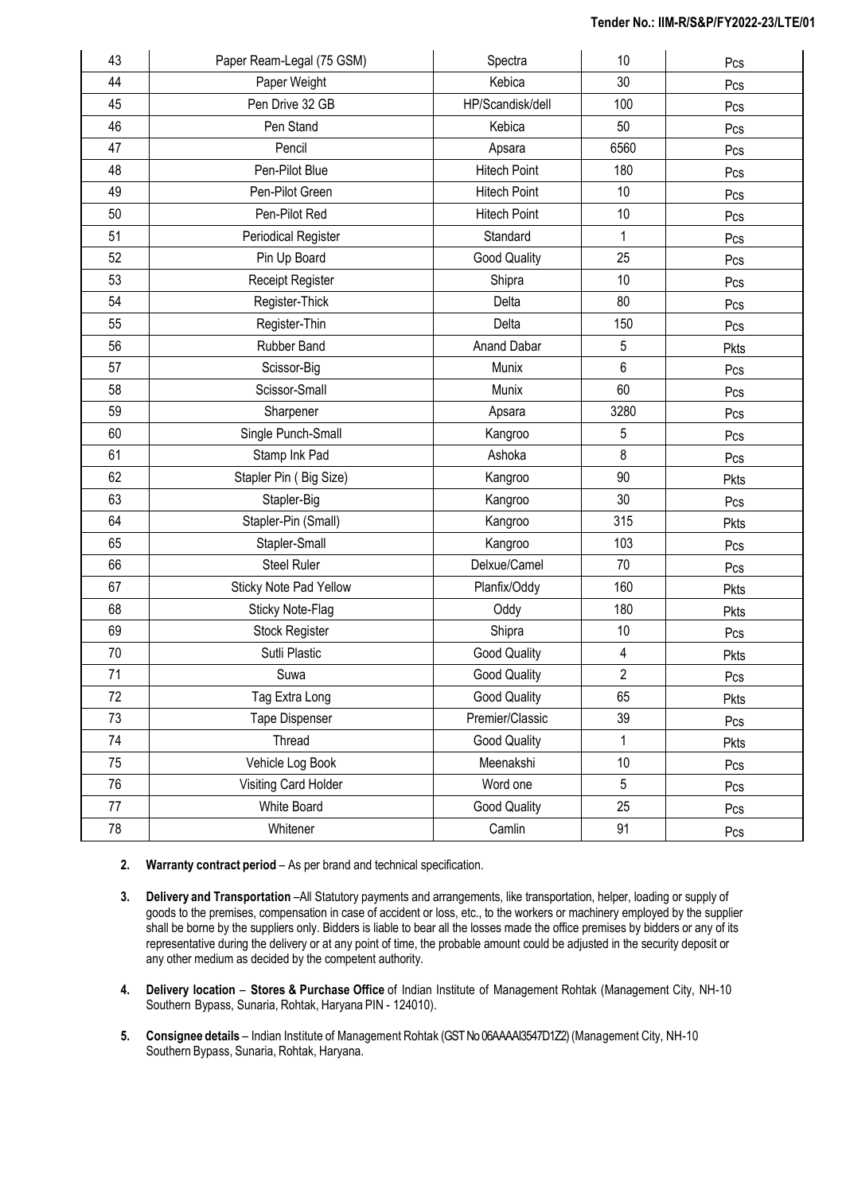| 43 | Paper Ream-Legal (75 GSM) | Spectra | 10 | Pcs |
|---|---|---|---|---|
| 44 | Paper Weight | Kebica | 30 | Pcs |
| 45 | Pen Drive 32 GB | HP/Scandisk/dell | 100 | Pcs |
| 46 | Pen Stand | Kebica | 50 | Pcs |
| 47 | Pencil | Apsara | 6560 | Pcs |
| 48 | Pen-Pilot Blue | Hitech Point | 180 | Pcs |
| 49 | Pen-Pilot Green | Hitech Point | 10 | Pcs |
| 50 | Pen-Pilot Red | Hitech Point | 10 | Pcs |
| 51 | Periodical Register | Standard | 1 | Pcs |
| 52 | Pin Up Board | Good Quality | 25 | Pcs |
| 53 | Receipt Register | Shipra | 10 | Pcs |
| 54 | Register-Thick | Delta | 80 | Pcs |
| 55 | Register-Thin | Delta | 150 | Pcs |
| 56 | Rubber Band | Anand Dabar | 5 | Pkts |
| 57 | Scissor-Big | Munix | 6 | Pcs |
| 58 | Scissor-Small | Munix | 60 | Pcs |
| 59 | Sharpener | Apsara | 3280 | Pcs |
| 60 | Single Punch-Small | Kangroo | 5 | Pcs |
| 61 | Stamp Ink Pad | Ashoka | 8 | Pcs |
| 62 | Stapler Pin ( Big Size) | Kangroo | 90 | Pkts |
| 63 | Stapler-Big | Kangroo | 30 | Pcs |
| 64 | Stapler-Pin (Small) | Kangroo | 315 | Pkts |
| 65 | Stapler-Small | Kangroo | 103 | Pcs |
| 66 | Steel Ruler | Delxue/Camel | 70 | Pcs |
| 67 | Sticky Note Pad Yellow | Planfix/Oddy | 160 | Pkts |
| 68 | Sticky Note-Flag | Oddy | 180 | Pkts |
| 69 | Stock Register | Shipra | 10 | Pcs |
| 70 | Sutli Plastic | Good Quality | 4 | Pkts |
| 71 | Suwa | Good Quality | 2 | Pcs |
| 72 | Tag Extra Long | Good Quality | 65 | Pkts |
| 73 | Tape Dispenser | Premier/Classic | 39 | Pcs |
| 74 | Thread | Good Quality | 1 | Pkts |
| 75 | Vehicle Log Book | Meenakshi | 10 | Pcs |
| 76 | Visiting Card Holder | Word one | 5 | Pcs |
| 77 | White Board | Good Quality | 25 | Pcs |
| 78 | Whitener | Camlin | 91 | Pcs |

2. **Warranty contract period** – As per brand and technical specification.

3. **Delivery and Transportation** –All Statutory payments and arrangements, like transportation, helper, loading or supply of goods to the premises, compensation in case of accident or loss, etc., to the workers or machinery employed by the supplier shall be borne by the suppliers only. Bidders is liable to bear all the losses made the office premises by bidders or any of its representative during the delivery or at any point of time, the probable amount could be adjusted in the security deposit or any other medium as decided by the competent authority.

4. **Delivery location** – **Stores & Purchase Office** of Indian Institute of Management Rohtak (Management City, NH-10 Southern Bypass, Sunaria, Rohtak, Haryana PIN - 124010).

5. **Consignee details** – Indian Institute of Management Rohtak (GST No 06AAAAI3547D1Z2) (Management City, NH-10 Southern Bypass, Sunaria, Rohtak, Haryana.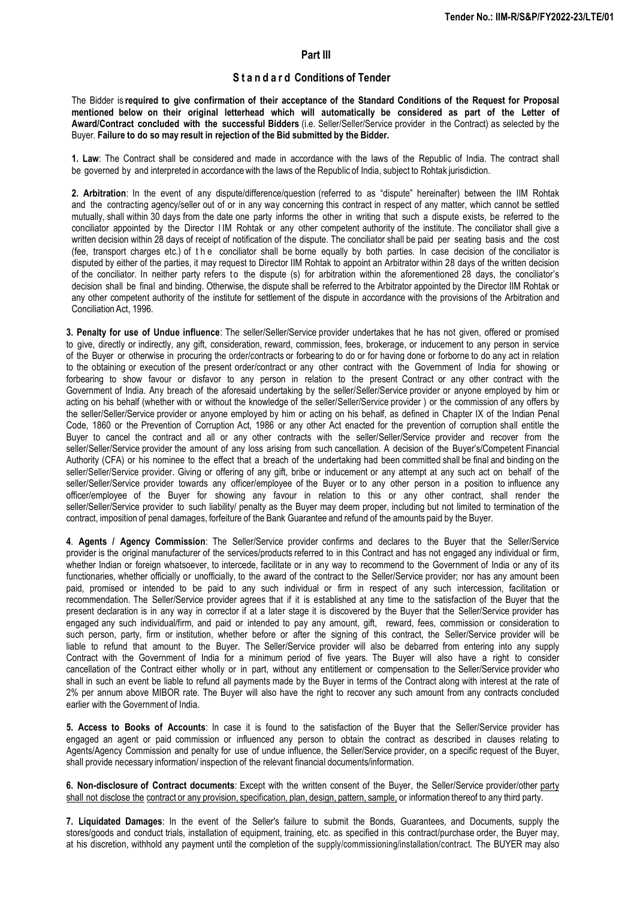## Part III

## Standard Conditions of Tender

The Bidder is **required to give confirmation of their acceptance of the Standard Conditions of the Request for Proposal mentioned below on their original letterhead which will automatically be considered as part of the Letter of Award/Contract concluded with the successful Bidders** (i.e. Seller/Seller/Service provider in the Contract) as selected by the Buyer. **Failure to do so may result in rejection of the Bid submitted by the Bidder.**

**1. Law**: The Contract shall be considered and made in accordance with the laws of the Republic of India. The contract shall be governed by and interpreted in accordance with the laws of the Republic of India, subject to Rohtak jurisdiction.

**2. Arbitration**: In the event of any dispute/difference/question (referred to as "dispute" hereinafter) between the IIM Rohtak and the contracting agency/seller out of or in any way concerning this contract in respect of any matter, which cannot be settled mutually, shall within 30 days from the date one party informs the other in writing that such a dispute exists, be referred to the conciliator appointed by the Director IIM Rohtak or any other competent authority of the institute. The conciliator shall give a written decision within 28 days of receipt of notification of the dispute. The conciliator shall be paid per seating basis and the cost (fee, transport charges etc.) of the conciliator shall be borne equally by both parties. In case decision of the conciliator is disputed by either of the parties, it may request to Director IIM Rohtak to appoint an Arbitrator within 28 days of the written decision of the conciliator. In neither party refers to the dispute (s) for arbitration within the aforementioned 28 days, the conciliator's decision shall be final and binding. Otherwise, the dispute shall be referred to the Arbitrator appointed by the Director IIM Rohtak or any other competent authority of the institute for settlement of the dispute in accordance with the provisions of the Arbitration and Conciliation Act, 1996.

**3. Penalty for use of Undue influence**: The seller/Seller/Service provider undertakes that he has not given, offered or promised to give, directly or indirectly, any gift, consideration, reward, commission, fees, brokerage, or inducement to any person in service of the Buyer or otherwise in procuring the order/contracts or forbearing to do or for having done or forborne to do any act in relation to the obtaining or execution of the present order/contract or any other contract with the Government of India for showing or forbearing to show favour or disfavor to any person in relation to the present Contract or any other contract with the Government of India. Any breach of the aforesaid undertaking by the seller/Seller/Service provider or anyone employed by him or acting on his behalf (whether with or without the knowledge of the seller/Seller/Service provider ) or the commission of any offers by the seller/Seller/Service provider or anyone employed by him or acting on his behalf, as defined in Chapter IX of the Indian Penal Code, 1860 or the Prevention of Corruption Act, 1986 or any other Act enacted for the prevention of corruption shall entitle the Buyer to cancel the contract and all or any other contracts with the seller/Seller/Service provider and recover from the seller/Seller/Service provider the amount of any loss arising from such cancellation. A decision of the Buyer's/Competent Financial Authority (CFA) or his nominee to the effect that a breach of the undertaking had been committed shall be final and binding on the seller/Seller/Service provider. Giving or offering of any gift, bribe or inducement or any attempt at any such act on behalf of the seller/Seller/Service provider towards any officer/employee of the Buyer or to any other person in a position to influence any officer/employee of the Buyer for showing any favour in relation to this or any other contract, shall render the seller/Seller/Service provider to such liability/ penalty as the Buyer may deem proper, including but not limited to termination of the contract, imposition of penal damages, forfeiture of the Bank Guarantee and refund of the amounts paid by the Buyer.

**4**. **Agents / Agency Commission**: The Seller/Service provider confirms and declares to the Buyer that the Seller/Service provider is the original manufacturer of the services/products referred to in this Contract and has not engaged any individual or firm, whether Indian or foreign whatsoever, to intercede, facilitate or in any way to recommend to the Government of India or any of its functionaries, whether officially or unofficially, to the award of the contract to the Seller/Service provider; nor has any amount been paid, promised or intended to be paid to any such individual or firm in respect of any such intercession, facilitation or recommendation. The Seller/Service provider agrees that if it is established at any time to the satisfaction of the Buyer that the present declaration is in any way in corrector if at a later stage it is discovered by the Buyer that the Seller/Service provider has engaged any such individual/firm, and paid or intended to pay any amount, gift, reward, fees, commission or consideration to such person, party, firm or institution, whether before or after the signing of this contract, the Seller/Service provider will be liable to refund that amount to the Buyer. The Seller/Service provider will also be debarred from entering into any supply Contract with the Government of India for a minimum period of five years. The Buyer will also have a right to consider cancellation of the Contract either wholly or in part, without any entitlement or compensation to the Seller/Service provider who shall in such an event be liable to refund all payments made by the Buyer in terms of the Contract along with interest at the rate of 2% per annum above MIBOR rate. The Buyer will also have the right to recover any such amount from any contracts concluded earlier with the Government of India.

**5. Access to Books of Accounts**: In case it is found to the satisfaction of the Buyer that the Seller/Service provider has engaged an agent or paid commission or influenced any person to obtain the contract as described in clauses relating to Agents/Agency Commission and penalty for use of undue influence, the Seller/Service provider, on a specific request of the Buyer, shall provide necessary information/ inspection of the relevant financial documents/information.

**6. Non-disclosure of Contract documents**: Except with the written consent of the Buyer, the Seller/Service provider/other party shall not disclose the contract or any provision, specification, plan, design, pattern, sample, or information thereof to any third party.

**7. Liquidated Damages**: In the event of the Seller's failure to submit the Bonds, Guarantees, and Documents, supply the stores/goods and conduct trials, installation of equipment, training, etc. as specified in this contract/purchase order, the Buyer may, at his discretion, withhold any payment until the completion of the supply/commissioning/installation/contract. The BUYER may also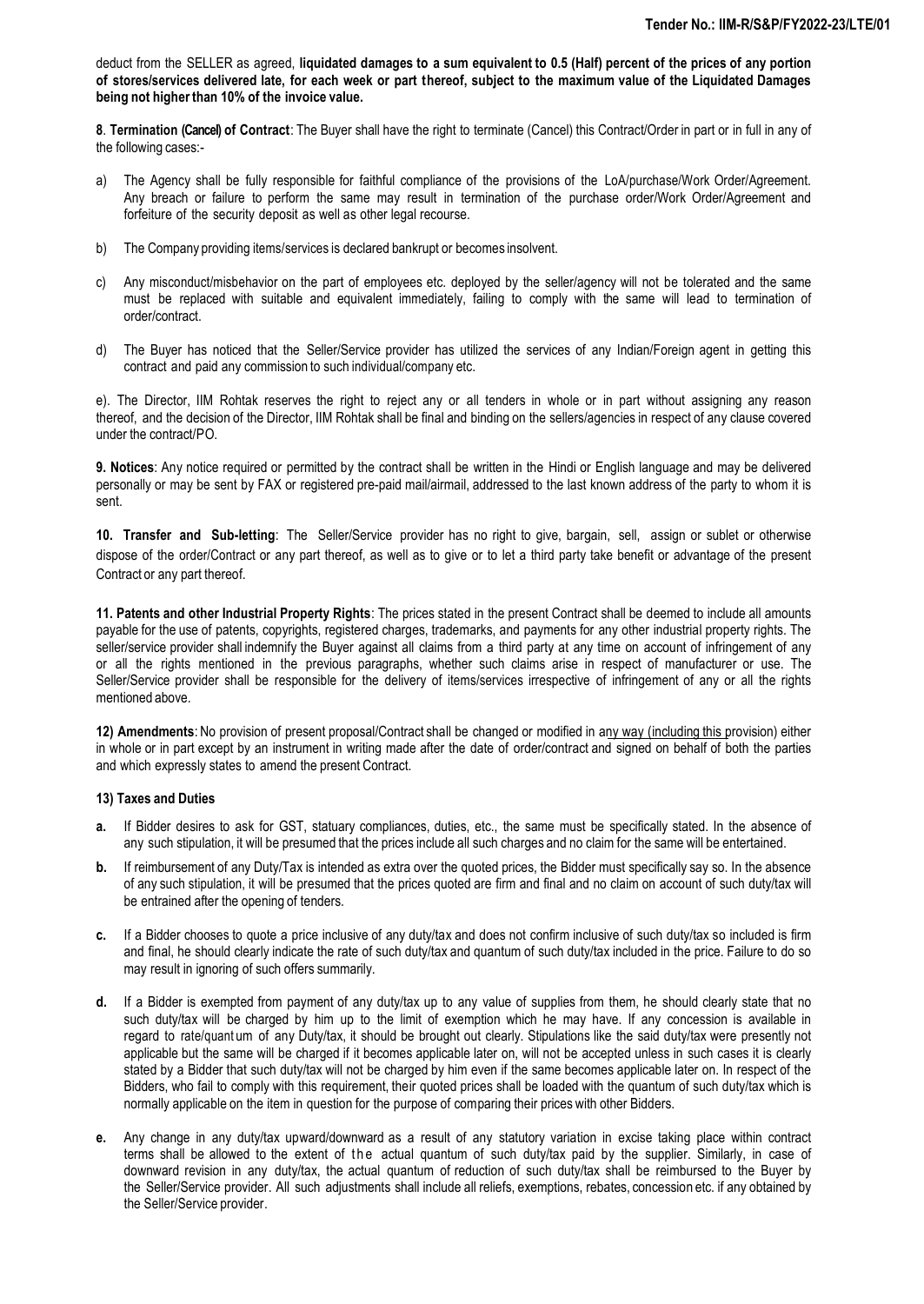deduct from the SELLER as agreed, **liquidated damages to a sum equivalent to 0.5 (Half) percent of the prices of any portion of stores/services delivered late, for each week or part thereof, subject to the maximum value of the Liquidated Damages being not higher than 10% of the invoice value.**

**8**. **Termination (Cancel) of Contract**: The Buyer shall have the right to terminate (Cancel) this Contract/Order in part or in full in any of the following cases:-

a) The Agency shall be fully responsible for faithful compliance of the provisions of the LoA/purchase/Work Order/Agreement. Any breach or failure to perform the same may result in termination of the purchase order/Work Order/Agreement and forfeiture of the security deposit as well as other legal recourse.

b) The Company providing items/services is declared bankrupt or becomes insolvent.

c) Any misconduct/misbehavior on the part of employees etc. deployed by the seller/agency will not be tolerated and the same must be replaced with suitable and equivalent immediately, failing to comply with the same will lead to termination of order/contract.

d) The Buyer has noticed that the Seller/Service provider has utilized the services of any Indian/Foreign agent in getting this contract and paid any commission to such individual/company etc.

e). The Director, IIM Rohtak reserves the right to reject any or all tenders in whole or in part without assigning any reason thereof, and the decision of the Director, IIM Rohtak shall be final and binding on the sellers/agencies in respect of any clause covered under the contract/PO.

**9. Notices**: Any notice required or permitted by the contract shall be written in the Hindi or English language and may be delivered personally or may be sent by FAX or registered pre-paid mail/airmail, addressed to the last known address of the party to whom it is sent.

**10. Transfer and Sub-letting**: The Seller/Service provider has no right to give, bargain, sell, assign or sublet or otherwise dispose of the order/Contract or any part thereof, as well as to give or to let a third party take benefit or advantage of the present Contract or any part thereof.

**11. Patents and other Industrial Property Rights**: The prices stated in the present Contract shall be deemed to include all amounts payable for the use of patents, copyrights, registered charges, trademarks, and payments for any other industrial property rights. The seller/service provider shall indemnify the Buyer against all claims from a third party at any time on account of infringement of any or all the rights mentioned in the previous paragraphs, whether such claims arise in respect of manufacturer or use. The Seller/Service provider shall be responsible for the delivery of items/services irrespective of infringement of any or all the rights mentioned above.

**12) Amendments**: No provision of present proposal/Contract shall be changed or modified in any way (including this provision) either in whole or in part except by an instrument in writing made after the date of order/contract and signed on behalf of both the parties and which expressly states to amend the present Contract.

**13) Taxes and Duties**

**a.** If Bidder desires to ask for GST, statuary compliances, duties, etc., the same must be specifically stated. In the absence of any such stipulation, it will be presumed that the prices include all such charges and no claim for the same will be entertained.

**b.** If reimbursement of any Duty/Tax is intended as extra over the quoted prices, the Bidder must specifically say so. In the absence of any such stipulation, it will be presumed that the prices quoted are firm and final and no claim on account of such duty/tax will be entrained after the opening of tenders.

**c.** If a Bidder chooses to quote a price inclusive of any duty/tax and does not confirm inclusive of such duty/tax so included is firm and final, he should clearly indicate the rate of such duty/tax and quantum of such duty/tax included in the price. Failure to do so may result in ignoring of such offers summarily.

**d.** If a Bidder is exempted from payment of any duty/tax up to any value of supplies from them, he should clearly state that no such duty/tax will be charged by him up to the limit of exemption which he may have. If any concession is available in regard to rate/quantum of any Duty/tax, it should be brought out clearly. Stipulations like the said duty/tax were presently not applicable but the same will be charged if it becomes applicable later on, will not be accepted unless in such cases it is clearly stated by a Bidder that such duty/tax will not be charged by him even if the same becomes applicable later on. In respect of the Bidders, who fail to comply with this requirement, their quoted prices shall be loaded with the quantum of such duty/tax which is normally applicable on the item in question for the purpose of comparing their prices with other Bidders.

**e.** Any change in any duty/tax upward/downward as a result of any statutory variation in excise taking place within contract terms shall be allowed to the extent of the actual quantum of such duty/tax paid by the supplier. Similarly, in case of downward revision in any duty/tax, the actual quantum of reduction of such duty/tax shall be reimbursed to the Buyer by the Seller/Service provider. All such adjustments shall include all reliefs, exemptions, rebates, concession etc. if any obtained by the Seller/Service provider.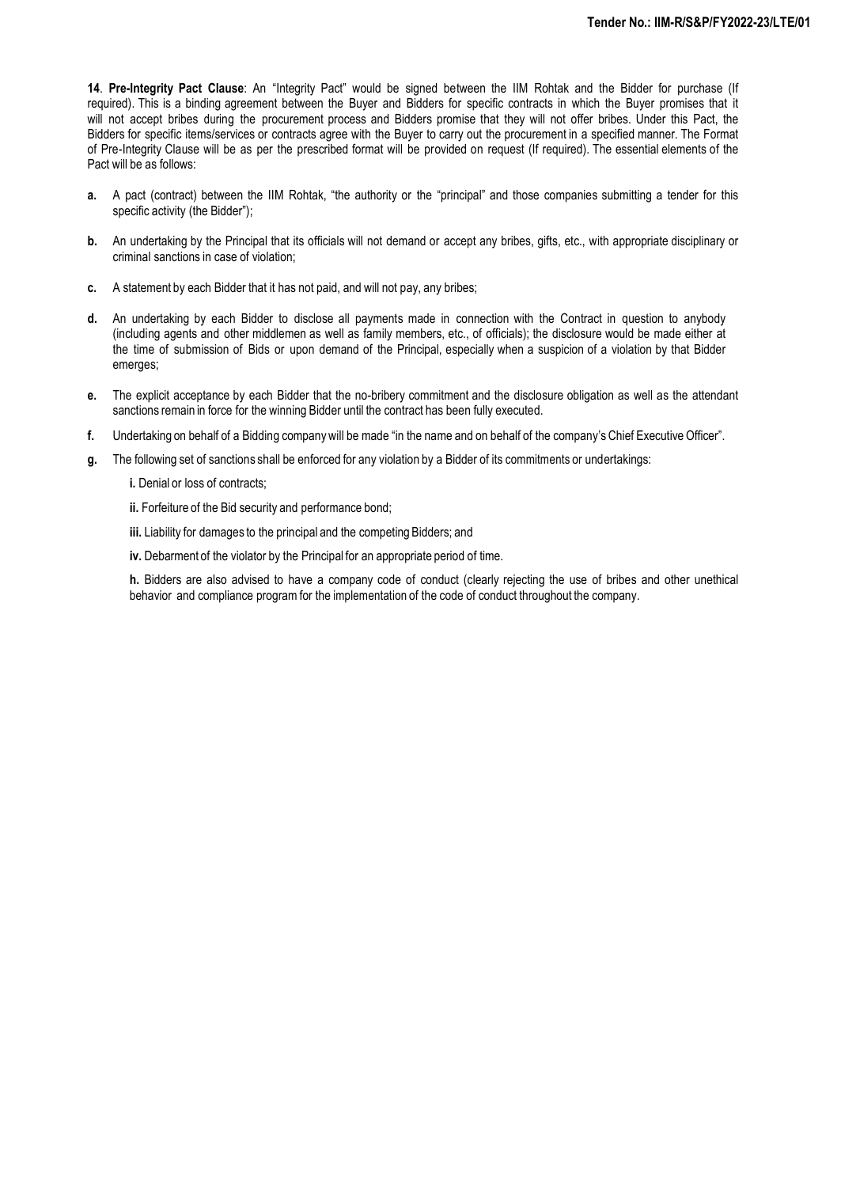**14**. **Pre-Integrity Pact Clause**: An "Integrity Pact" would be signed between the IIM Rohtak and the Bidder for purchase (If required). This is a binding agreement between the Buyer and Bidders for specific contracts in which the Buyer promises that it will not accept bribes during the procurement process and Bidders promise that they will not offer bribes. Under this Pact, the Bidders for specific items/services or contracts agree with the Buyer to carry out the procurement in a specified manner. The Format of Pre-Integrity Clause will be as per the prescribed format will be provided on request (If required). The essential elements of the Pact will be as follows:

**a.** A pact (contract) between the IIM Rohtak, "the authority or the "principal" and those companies submitting a tender for this specific activity (the Bidder");

**b.** An undertaking by the Principal that its officials will not demand or accept any bribes, gifts, etc., with appropriate disciplinary or criminal sanctions in case of violation;

**c.** A statement by each Bidder that it has not paid, and will not pay, any bribes;

**d.** An undertaking by each Bidder to disclose all payments made in connection with the Contract in question to anybody (including agents and other middlemen as well as family members, etc., of officials); the disclosure would be made either at the time of submission of Bids or upon demand of the Principal, especially when a suspicion of a violation by that Bidder emerges;

**e.** The explicit acceptance by each Bidder that the no-bribery commitment and the disclosure obligation as well as the attendant sanctions remain in force for the winning Bidder until the contract has been fully executed.

**f.** Undertaking on behalf of a Bidding company will be made "in the name and on behalf of the company's Chief Executive Officer".

**g.** The following set of sanctions shall be enforced for any violation by a Bidder of its commitments or undertakings:

**i.** Denial or loss of contracts;

**ii.** Forfeiture of the Bid security and performance bond;

**iii.** Liability for damages to the principal and the competing Bidders; and

**iv.** Debarment of the violator by the Principal for an appropriate period of time.

**h.** Bidders are also advised to have a company code of conduct (clearly rejecting the use of bribes and other unethical behavior and compliance program for the implementation of the code of conduct throughout the company.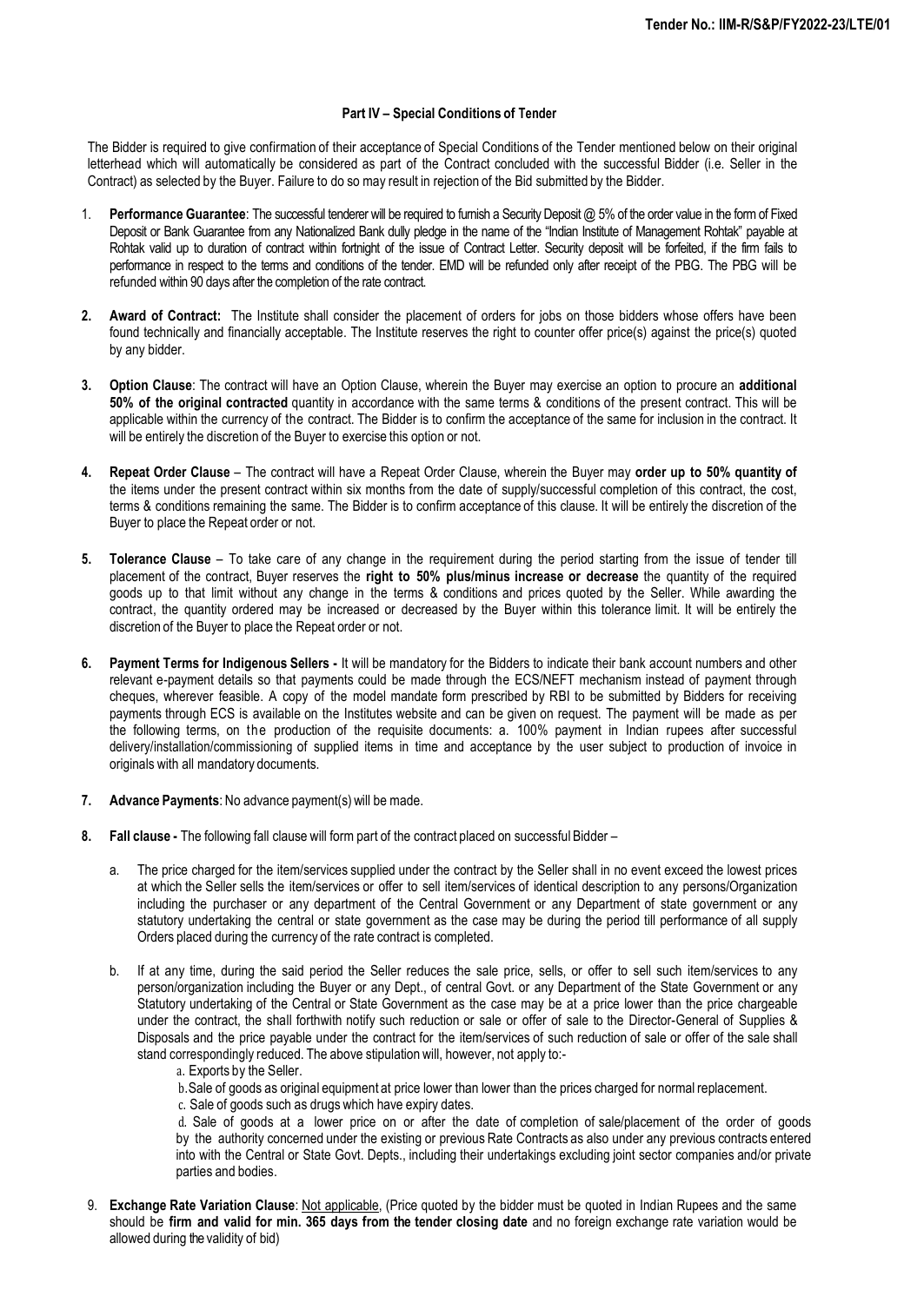**Part IV – Special Conditions of Tender**

The Bidder is required to give confirmation of their acceptance of Special Conditions of the Tender mentioned below on their original letterhead which will automatically be considered as part of the Contract concluded with the successful Bidder (i.e. Seller in the Contract) as selected by the Buyer. Failure to do so may result in rejection of the Bid submitted by the Bidder.

1. **Performance Guarantee**: The successful tenderer will be required to furnish a Security Deposit @ 5% of the order value in the form of Fixed Deposit or Bank Guarantee from any Nationalized Bank dully pledge in the name of the "Indian Institute of Management Rohtak" payable at Rohtak valid up to duration of contract within fortnight of the issue of Contract Letter. Security deposit will be forfeited, if the firm fails to performance in respect to the terms and conditions of the tender. EMD will be refunded only after receipt of the PBG. The PBG will be refunded within 90 days after the completion of the rate contract.

2. **Award of Contract:** The Institute shall consider the placement of orders for jobs on those bidders whose offers have been found technically and financially acceptable. The Institute reserves the right to counter offer price(s) against the price(s) quoted by any bidder.

3. **Option Clause**: The contract will have an Option Clause, wherein the Buyer may exercise an option to procure an **additional 50% of the original contracted** quantity in accordance with the same terms & conditions of the present contract. This will be applicable within the currency of the contract. The Bidder is to confirm the acceptance of the same for inclusion in the contract. It will be entirely the discretion of the Buyer to exercise this option or not.

4. **Repeat Order Clause** – The contract will have a Repeat Order Clause, wherein the Buyer may **order up to 50% quantity of** the items under the present contract within six months from the date of supply/successful completion of this contract, the cost, terms & conditions remaining the same. The Bidder is to confirm acceptance of this clause. It will be entirely the discretion of the Buyer to place the Repeat order or not.

5. **Tolerance Clause** – To take care of any change in the requirement during the period starting from the issue of tender till placement of the contract, Buyer reserves the **right to 50% plus/minus increase or decrease** the quantity of the required goods up to that limit without any change in the terms & conditions and prices quoted by the Seller. While awarding the contract, the quantity ordered may be increased or decreased by the Buyer within this tolerance limit. It will be entirely the discretion of the Buyer to place the Repeat order or not.

6. **Payment Terms for Indigenous Sellers -** It will be mandatory for the Bidders to indicate their bank account numbers and other relevant e-payment details so that payments could be made through the ECS/NEFT mechanism instead of payment through cheques, wherever feasible. A copy of the model mandate form prescribed by RBI to be submitted by Bidders for receiving payments through ECS is available on the Institutes website and can be given on request. The payment will be made as per the following terms, on the production of the requisite documents: a. 100% payment in Indian rupees after successful delivery/installation/commissioning of supplied items in time and acceptance by the user subject to production of invoice in originals with all mandatory documents.

7. **Advance Payments**: No advance payment(s) will be made.

8. **Fall clause -** The following fall clause will form part of the contract placed on successful Bidder –

   a. The price charged for the item/services supplied under the contract by the Seller shall in no event exceed the lowest prices at which the Seller sells the item/services or offer to sell item/services of identical description to any persons/Organization including the purchaser or any department of the Central Government or any Department of state government or any statutory undertaking the central or state government as the case may be during the period till performance of all supply Orders placed during the currency of the rate contract is completed.

   b. If at any time, during the said period the Seller reduces the sale price, sells, or offer to sell such item/services to any person/organization including the Buyer or any Dept., of central Govt. or any Department of the State Government or any Statutory undertaking of the Central or State Government as the case may be at a price lower than the price chargeable under the contract, the shall forthwith notify such reduction or sale or offer of sale to the Director-General of Supplies & Disposals and the price payable under the contract for the item/services of such reduction of sale or offer of the sale shall stand correspondingly reduced. The above stipulation will, however, not apply to:-

      a. Exports by the Seller.

      b. Sale of goods as original equipment at price lower than lower than the prices charged for normal replacement.

      c. Sale of goods such as drugs which have expiry dates.

      d. Sale of goods at a lower price on or after the date of completion of sale/placement of the order of goods by the authority concerned under the existing or previous Rate Contracts as also under any previous contracts entered into with the Central or State Govt. Depts., including their undertakings excluding joint sector companies and/or private parties and bodies.

9. **Exchange Rate Variation Clause**: <u>Not applicable</u>, (Price quoted by the bidder must be quoted in Indian Rupees and the same should be **firm and valid for min. 365 days from the tender closing date** and no foreign exchange rate variation would be allowed during the validity of bid)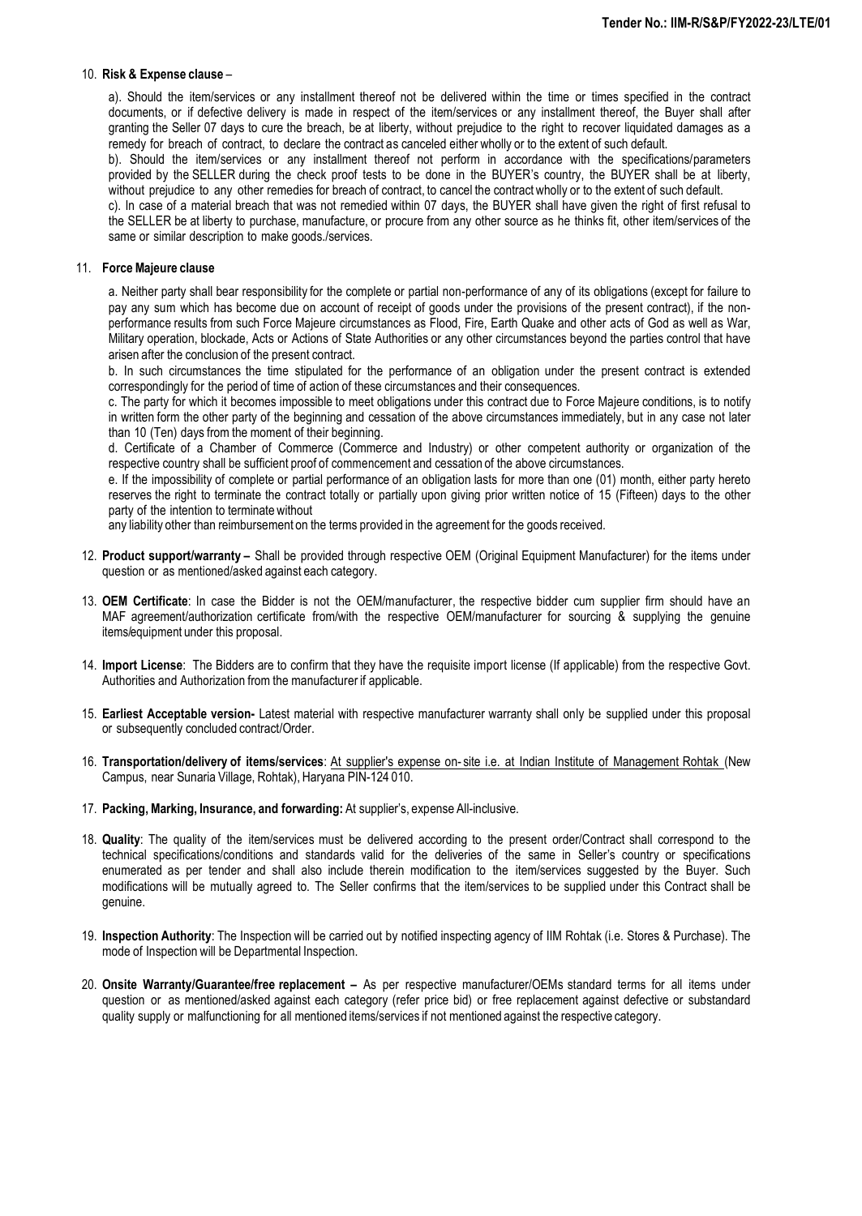10. **Risk & Expense clause** –

    a). Should the item/services or any installment thereof not be delivered within the time or times specified in the contract documents, or if defective delivery is made in respect of the item/services or any installment thereof, the Buyer shall after granting the Seller 07 days to cure the breach, be at liberty, without prejudice to the right to recover liquidated damages as a remedy for breach of contract, to declare the contract as canceled either wholly or to the extent of such default.

    b). Should the item/services or any installment thereof not perform in accordance with the specifications/parameters provided by the SELLER during the check proof tests to be done in the BUYER's country, the BUYER shall be at liberty, without prejudice to any other remedies for breach of contract, to cancel the contract wholly or to the extent of such default.

    c). In case of a material breach that was not remedied within 07 days, the BUYER shall have given the right of first refusal to the SELLER be at liberty to purchase, manufacture, or procure from any other source as he thinks fit, other item/services of the same or similar description to make goods./services.

11. **Force Majeure clause**

    a. Neither party shall bear responsibility for the complete or partial non-performance of any of its obligations (except for failure to pay any sum which has become due on account of receipt of goods under the provisions of the present contract), if the non-performance results from such Force Majeure circumstances as Flood, Fire, Earth Quake and other acts of God as well as War, Military operation, blockade, Acts or Actions of State Authorities or any other circumstances beyond the parties control that have arisen after the conclusion of the present contract.

    b. In such circumstances the time stipulated for the performance of an obligation under the present contract is extended correspondingly for the period of time of action of these circumstances and their consequences.

    c. The party for which it becomes impossible to meet obligations under this contract due to Force Majeure conditions, is to notify in written form the other party of the beginning and cessation of the above circumstances immediately, but in any case not later than 10 (Ten) days from the moment of their beginning.

    d. Certificate of a Chamber of Commerce (Commerce and Industry) or other competent authority or organization of the respective country shall be sufficient proof of commencement and cessation of the above circumstances.

    e. If the impossibility of complete or partial performance of an obligation lasts for more than one (01) month, either party hereto reserves the right to terminate the contract totally or partially upon giving prior written notice of 15 (Fifteen) days to the other party of the intention to terminate without

    any liability other than reimbursement on the terms provided in the agreement for the goods received.

12. **Product support/warranty –** Shall be provided through respective OEM (Original Equipment Manufacturer) for the items under question or as mentioned/asked against each category.

13. **OEM Certificate**: In case the Bidder is not the OEM/manufacturer, the respective bidder cum supplier firm should have an MAF agreement/authorization certificate from/with the respective OEM/manufacturer for sourcing & supplying the genuine items/equipment under this proposal.

14. **Import License**: The Bidders are to confirm that they have the requisite import license (If applicable) from the respective Govt. Authorities and Authorization from the manufacturer if applicable.

15. **Earliest Acceptable version-** Latest material with respective manufacturer warranty shall only be supplied under this proposal or subsequently concluded contract/Order.

16. **Transportation/delivery of items/services**: At supplier's expense on- site i.e. at Indian Institute of Management Rohtak (New Campus, near Sunaria Village, Rohtak), Haryana PIN-124 010.

17. **Packing, Marking, Insurance, and forwarding:** At supplier's, expense All-inclusive.

18. **Quality**: The quality of the item/services must be delivered according to the present order/Contract shall correspond to the technical specifications/conditions and standards valid for the deliveries of the same in Seller's country or specifications enumerated as per tender and shall also include therein modification to the item/services suggested by the Buyer. Such modifications will be mutually agreed to. The Seller confirms that the item/services to be supplied under this Contract shall be genuine.

19. **Inspection Authority**: The Inspection will be carried out by notified inspecting agency of IIM Rohtak (i.e. Stores & Purchase). The mode of Inspection will be Departmental Inspection.

20. **Onsite Warranty/Guarantee/free replacement –** As per respective manufacturer/OEMs standard terms for all items under question or as mentioned/asked against each category (refer price bid) or free replacement against defective or substandard quality supply or malfunctioning for all mentioned items/services if not mentioned against the respective category.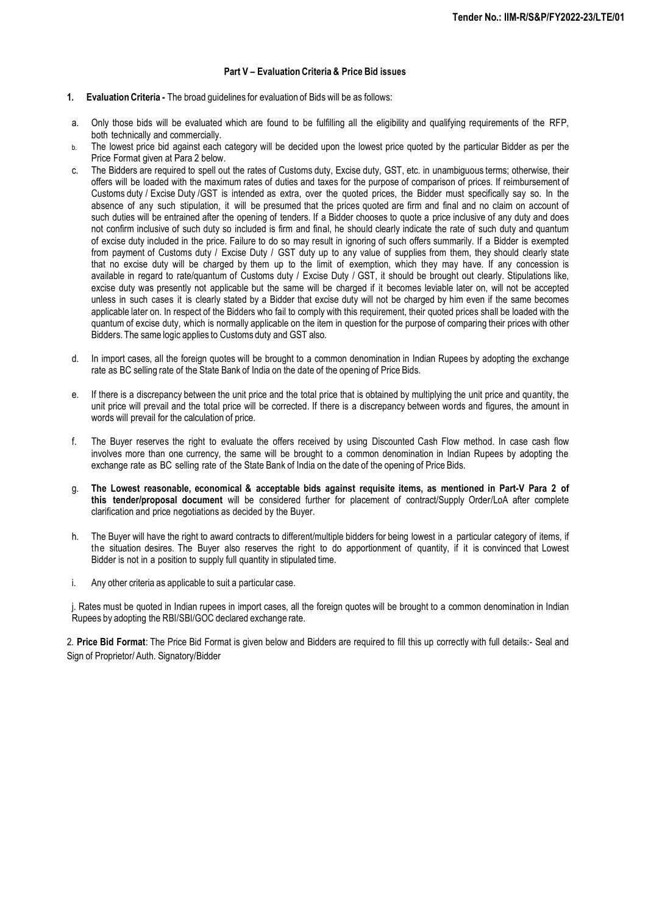### Part V – Evaluation Criteria & Price Bid issues

1. **Evaluation Criteria -** The broad guidelines for evaluation of Bids will be as follows:

a. Only those bids will be evaluated which are found to be fulfilling all the eligibility and qualifying requirements of the RFP, both technically and commercially.

b. The lowest price bid against each category will be decided upon the lowest price quoted by the particular Bidder as per the Price Format given at Para 2 below.

c. The Bidders are required to spell out the rates of Customs duty, Excise duty, GST, etc. in unambiguous terms; otherwise, their offers will be loaded with the maximum rates of duties and taxes for the purpose of comparison of prices. If reimbursement of Customs duty / Excise Duty /GST is intended as extra, over the quoted prices, the Bidder must specifically say so. In the absence of any such stipulation, it will be presumed that the prices quoted are firm and final and no claim on account of such duties will be entrained after the opening of tenders. If a Bidder chooses to quote a price inclusive of any duty and does not confirm inclusive of such duty so included is firm and final, he should clearly indicate the rate of such duty and quantum of excise duty included in the price. Failure to do so may result in ignoring of such offers summarily. If a Bidder is exempted from payment of Customs duty / Excise Duty / GST duty up to any value of supplies from them, they should clearly state that no excise duty will be charged by them up to the limit of exemption, which they may have. If any concession is available in regard to rate/quantum of Customs duty / Excise Duty / GST, it should be brought out clearly. Stipulations like, excise duty was presently not applicable but the same will be charged if it becomes leviable later on, will not be accepted unless in such cases it is clearly stated by a Bidder that excise duty will not be charged by him even if the same becomes applicable later on. In respect of the Bidders who fail to comply with this requirement, their quoted prices shall be loaded with the quantum of excise duty, which is normally applicable on the item in question for the purpose of comparing their prices with other Bidders. The same logic applies to Customs duty and GST also.

d. In import cases, all the foreign quotes will be brought to a common denomination in Indian Rupees by adopting the exchange rate as BC selling rate of the State Bank of India on the date of the opening of Price Bids.

e. If there is a discrepancy between the unit price and the total price that is obtained by multiplying the unit price and quantity, the unit price will prevail and the total price will be corrected. If there is a discrepancy between words and figures, the amount in words will prevail for the calculation of price.

f. The Buyer reserves the right to evaluate the offers received by using Discounted Cash Flow method. In case cash flow involves more than one currency, the same will be brought to a common denomination in Indian Rupees by adopting the exchange rate as BC selling rate of the State Bank of India on the date of the opening of Price Bids.

g. **The Lowest reasonable, economical & acceptable bids against requisite items, as mentioned in Part-V Para 2 of this tender/proposal document** will be considered further for placement of contract/Supply Order/LoA after complete clarification and price negotiations as decided by the Buyer.

h. The Buyer will have the right to award contracts to different/multiple bidders for being lowest in a particular category of items, if the situation desires. The Buyer also reserves the right to do apportionment of quantity, if it is convinced that Lowest Bidder is not in a position to supply full quantity in stipulated time.

i. Any other criteria as applicable to suit a particular case.

j. Rates must be quoted in Indian rupees in import cases, all the foreign quotes will be brought to a common denomination in Indian Rupees by adopting the RBI/SBI/GOC declared exchange rate.

2. **Price Bid Format**: The Price Bid Format is given below and Bidders are required to fill this up correctly with full details:- Seal and Sign of Proprietor/ Auth. Signatory/Bidder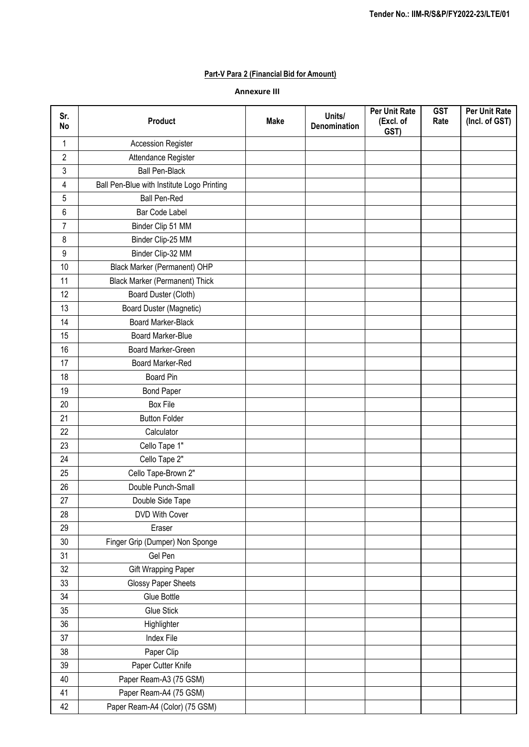**Part-V Para 2 (Financial Bid for Amount)**

**Annexure III**

| Sr. No | Product | Make | Units/ Denomination | Per Unit Rate (Excl. of GST) | GST Rate | Per Unit Rate (Incl. of GST) |
|---|---|---|---|---|---|---|
| 1 | Accession Register | | | | | |
| 2 | Attendance Register | | | | | |
| 3 | Ball Pen-Black | | | | | |
| 4 | Ball Pen-Blue with Institute Logo Printing | | | | | |
| 5 | Ball Pen-Red | | | | | |
| 6 | Bar Code Label | | | | | |
| 7 | Binder Clip 51 MM | | | | | |
| 8 | Binder Clip-25 MM | | | | | |
| 9 | Binder Clip-32 MM | | | | | |
| 10 | Black Marker (Permanent) OHP | | | | | |
| 11 | Black Marker (Permanent) Thick | | | | | |
| 12 | Board Duster (Cloth) | | | | | |
| 13 | Board Duster (Magnetic) | | | | | |
| 14 | Board Marker-Black | | | | | |
| 15 | Board Marker-Blue | | | | | |
| 16 | Board Marker-Green | | | | | |
| 17 | Board Marker-Red | | | | | |
| 18 | Board Pin | | | | | |
| 19 | Bond Paper | | | | | |
| 20 | Box File | | | | | |
| 21 | Button Folder | | | | | |
| 22 | Calculator | | | | | |
| 23 | Cello Tape 1" | | | | | |
| 24 | Cello Tape 2" | | | | | |
| 25 | Cello Tape-Brown 2" | | | | | |
| 26 | Double Punch-Small | | | | | |
| 27 | Double Side Tape | | | | | |
| 28 | DVD With Cover | | | | | |
| 29 | Eraser | | | | | |
| 30 | Finger Grip (Dumper) Non Sponge | | | | | |
| 31 | Gel Pen | | | | | |
| 32 | Gift Wrapping Paper | | | | | |
| 33 | Glossy Paper Sheets | | | | | |
| 34 | Glue Bottle | | | | | |
| 35 | Glue Stick | | | | | |
| 36 | Highlighter | | | | | |
| 37 | Index File | | | | | |
| 38 | Paper Clip | | | | | |
| 39 | Paper Cutter Knife | | | | | |
| 40 | Paper Ream-A3 (75 GSM) | | | | | |
| 41 | Paper Ream-A4 (75 GSM) | | | | | |
| 42 | Paper Ream-A4 (Color) (75 GSM) | | | | | |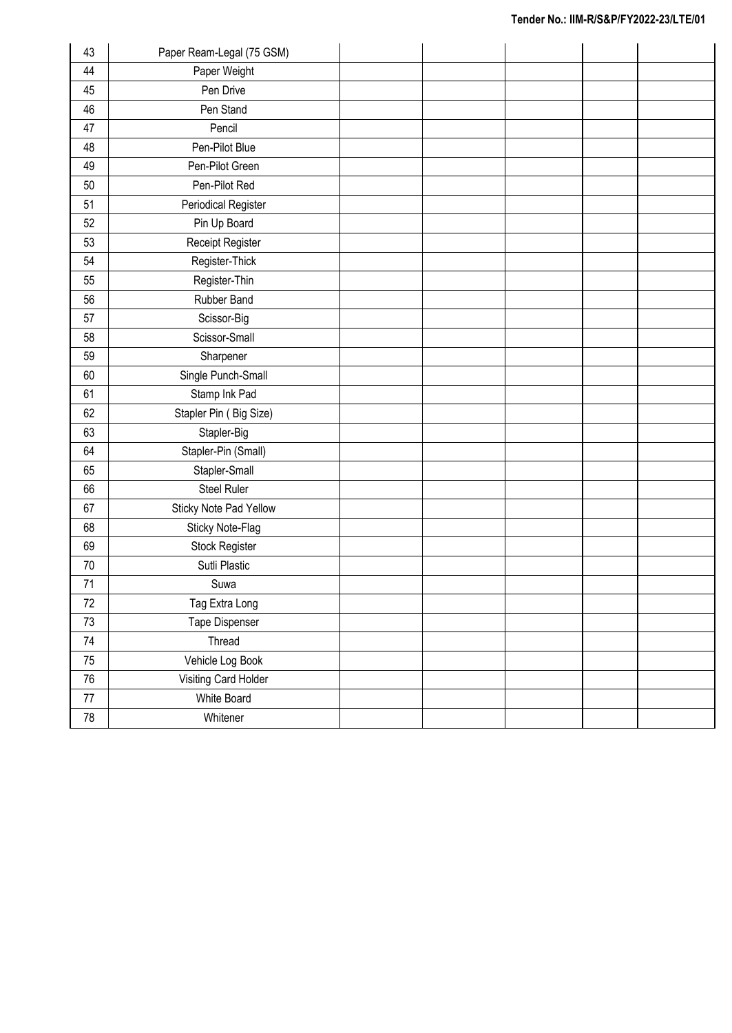| 43 | Paper Ream-Legal (75 GSM) | | | | | |
|---|---|---|---|---|---|---|
| 44 | Paper Weight | | | | | |
| 45 | Pen Drive | | | | | |
| 46 | Pen Stand | | | | | |
| 47 | Pencil | | | | | |
| 48 | Pen-Pilot Blue | | | | | |
| 49 | Pen-Pilot Green | | | | | |
| 50 | Pen-Pilot Red | | | | | |
| 51 | Periodical Register | | | | | |
| 52 | Pin Up Board | | | | | |
| 53 | Receipt Register | | | | | |
| 54 | Register-Thick | | | | | |
| 55 | Register-Thin | | | | | |
| 56 | Rubber Band | | | | | |
| 57 | Scissor-Big | | | | | |
| 58 | Scissor-Small | | | | | |
| 59 | Sharpener | | | | | |
| 60 | Single Punch-Small | | | | | |
| 61 | Stamp Ink Pad | | | | | |
| 62 | Stapler Pin ( Big Size) | | | | | |
| 63 | Stapler-Big | | | | | |
| 64 | Stapler-Pin (Small) | | | | | |
| 65 | Stapler-Small | | | | | |
| 66 | Steel Ruler | | | | | |
| 67 | Sticky Note Pad Yellow | | | | | |
| 68 | Sticky Note-Flag | | | | | |
| 69 | Stock Register | | | | | |
| 70 | Sutli Plastic | | | | | |
| 71 | Suwa | | | | | |
| 72 | Tag Extra Long | | | | | |
| 73 | Tape Dispenser | | | | | |
| 74 | Thread | | | | | |
| 75 | Vehicle Log Book | | | | | |
| 76 | Visiting Card Holder | | | | | |
| 77 | White Board | | | | | |
| 78 | Whitener | | | | | |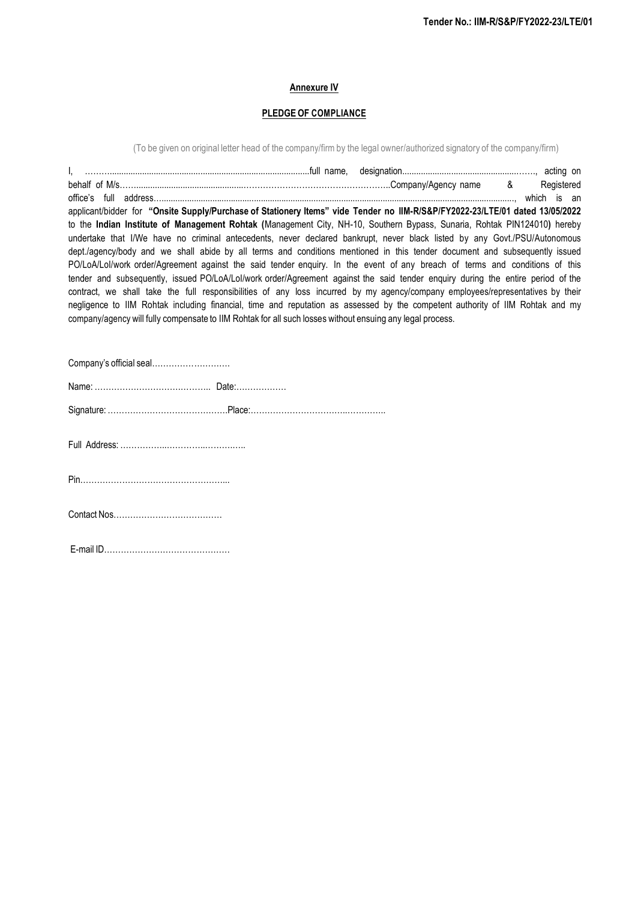**Annexure IV**

**PLEDGE OF COMPLIANCE**

(To be given on original letter head of the company/firm by the legal owner/authorized signatory of the company/firm)

I, ………......................................................................................full name, designation.......................................................……, acting on behalf of M/s……...............................................………………………………………….Company/Agency name & Registered office's full address………………………………………………………………………………………………………………………………, which is an applicant/bidder for **"Onsite Supply/Purchase of Stationery Items" vide Tender no IIM-R/S&P/FY2022-23/LTE/01 dated 13/05/2022** to the **Indian Institute of Management Rohtak (**Management City, NH-10, Southern Bypass, Sunaria, Rohtak PIN124010**)** hereby undertake that I/We have no criminal antecedents, never declared bankrupt, never black listed by any Govt./PSU/Autonomous dept./agency/body and we shall abide by all terms and conditions mentioned in this tender document and subsequently issued PO/LoA/LoI/work order/Agreement against the said tender enquiry. In the event of any breach of terms and conditions of this tender and subsequently, issued PO/LoA/LoI/work order/Agreement against the said tender enquiry during the entire period of the contract, we shall take the full responsibilities of any loss incurred by my agency/company employees/representatives by their negligence to IIM Rohtak including financial, time and reputation as assessed by the competent authority of IIM Rohtak and my company/agency will fully compensate to IIM Rohtak for all such losses without ensuing any legal process.

Company's official seal……………………….

Name: ………………………….……….. Date:………………

Signature: …………………………………….Place:…………………………...………..

Full Address: ……………..…………..…………..

Pin……………………………………………...

Contact Nos…………………………………

E-mail ID………………………………………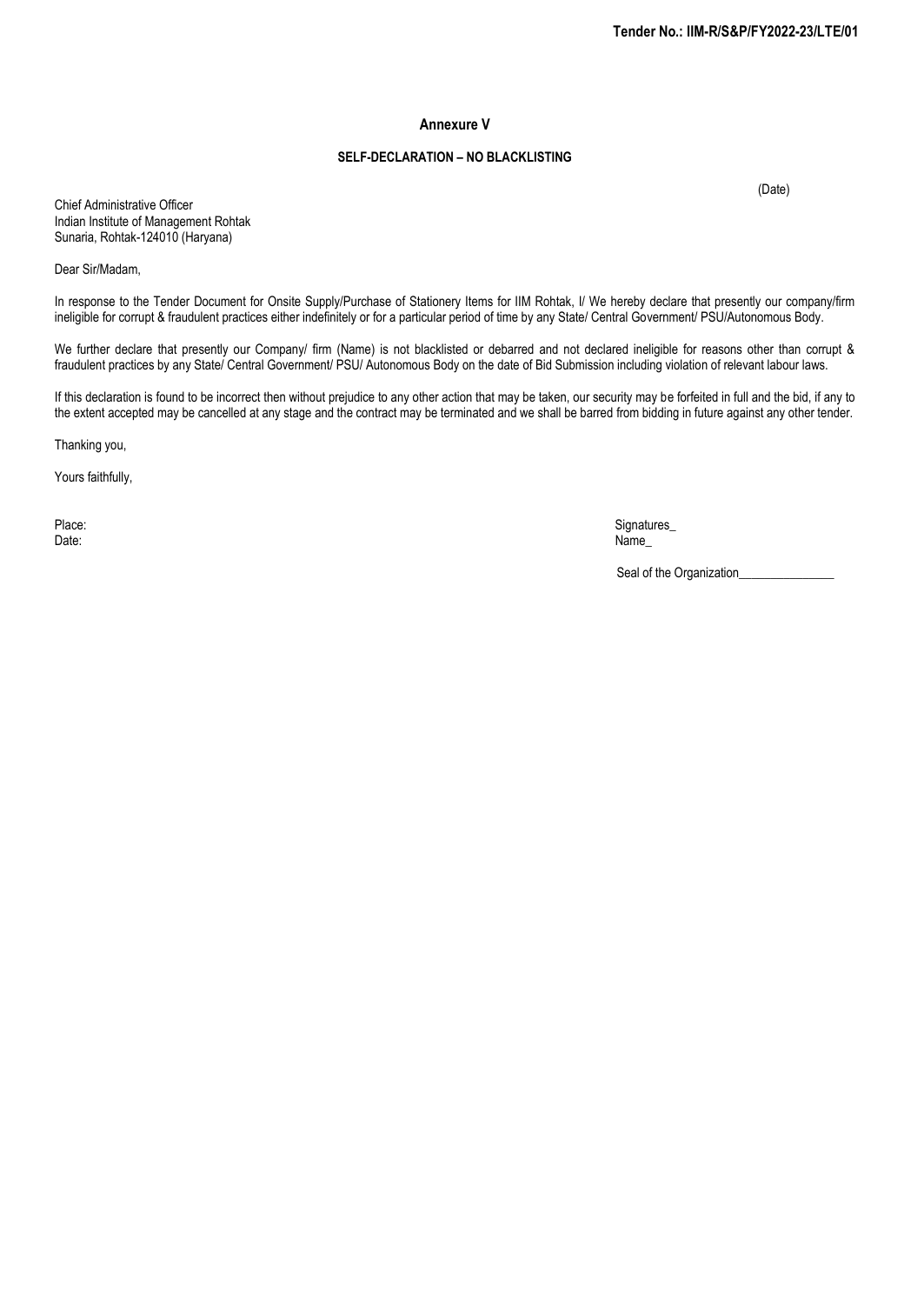## Annexure V

### SELF-DECLARATION – NO BLACKLISTING

(Date)

Chief Administrative Officer
Indian Institute of Management Rohtak
Sunaria, Rohtak-124010 (Haryana)

Dear Sir/Madam,

In response to the Tender Document for Onsite Supply/Purchase of Stationery Items for IIM Rohtak, I/ We hereby declare that presently our company/firm ineligible for corrupt & fraudulent practices either indefinitely or for a particular period of time by any State/ Central Government/ PSU/Autonomous Body.

We further declare that presently our Company/ firm (Name) is not blacklisted or debarred and not declared ineligible for reasons other than corrupt & fraudulent practices by any State/ Central Government/ PSU/ Autonomous Body on the date of Bid Submission including violation of relevant labour laws.

If this declaration is found to be incorrect then without prejudice to any other action that may be taken, our security may be forfeited in full and the bid, if any to the extent accepted may be cancelled at any stage and the contract may be terminated and we shall be barred from bidding in future against any other tender.

Thanking you,

Yours faithfully,

Place:
Date:

Signatures_
Name_

Seal of the Organization_______________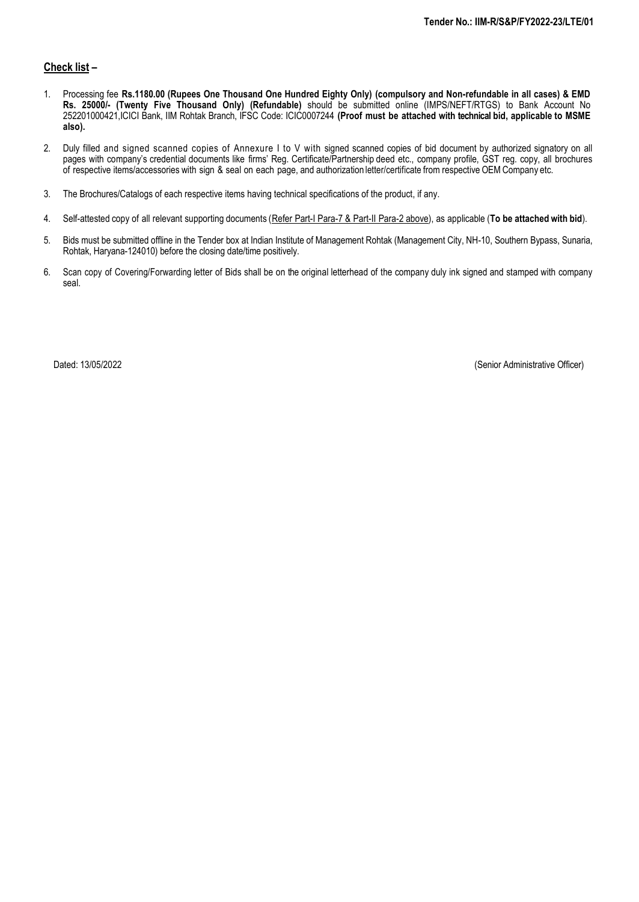## Check list –

1. Processing fee **Rs.1180.00 (Rupees One Thousand One Hundred Eighty Only) (compulsory and Non-refundable in all cases) & EMD Rs. 25000/- (Twenty Five Thousand Only) (Refundable)** should be submitted online (IMPS/NEFT/RTGS) to Bank Account No 252201000421,ICICI Bank, IIM Rohtak Branch, IFSC Code: ICIC0007244 **(Proof must be attached with technical bid, applicable to MSME also).**

2. Duly filled and signed scanned copies of Annexure I to V with signed scanned copies of bid document by authorized signatory on all pages with company's credential documents like firms' Reg. Certificate/Partnership deed etc., company profile, GST reg. copy, all brochures of respective items/accessories with sign & seal on each page, and authorization letter/certificate from respective OEM Company etc.

3. The Brochures/Catalogs of each respective items having technical specifications of the product, if any.

4. Self-attested copy of all relevant supporting documents (Refer Part-I Para-7 & Part-II Para-2 above), as applicable (**To be attached with bid**).

5. Bids must be submitted offline in the Tender box at Indian Institute of Management Rohtak (Management City, NH-10, Southern Bypass, Sunaria, Rohtak, Haryana-124010) before the closing date/time positively.

6. Scan copy of Covering/Forwarding letter of Bids shall be on the original letterhead of the company duly ink signed and stamped with company seal.

Dated: 13/05/2022

(Senior Administrative Officer)